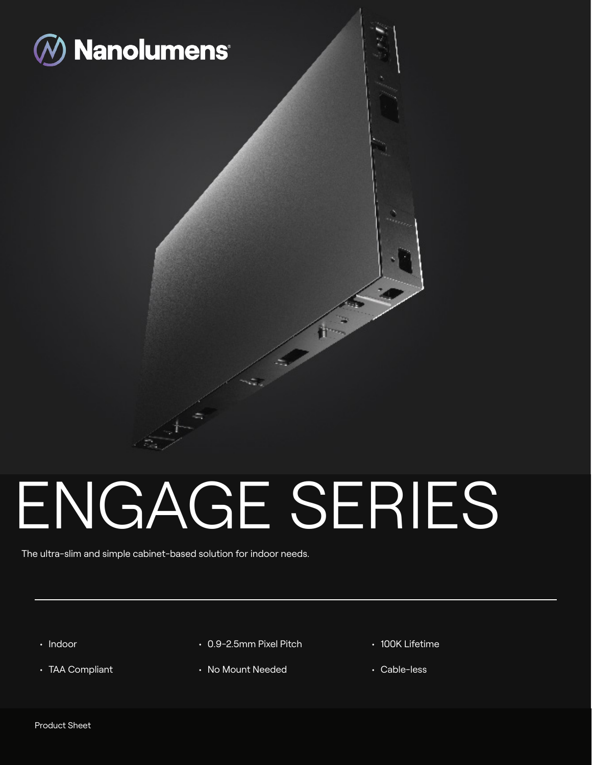Nanolumens

# ENGAGE SERIES

The ultra-slim and simple cabinet-based solution for indoor needs.

- Indoor
- TAA Compliant
- 0.9-2.5mm Pixel Pitch
- No Mount Needed
- 100K Lifetime
- Cable-less

Product Sheet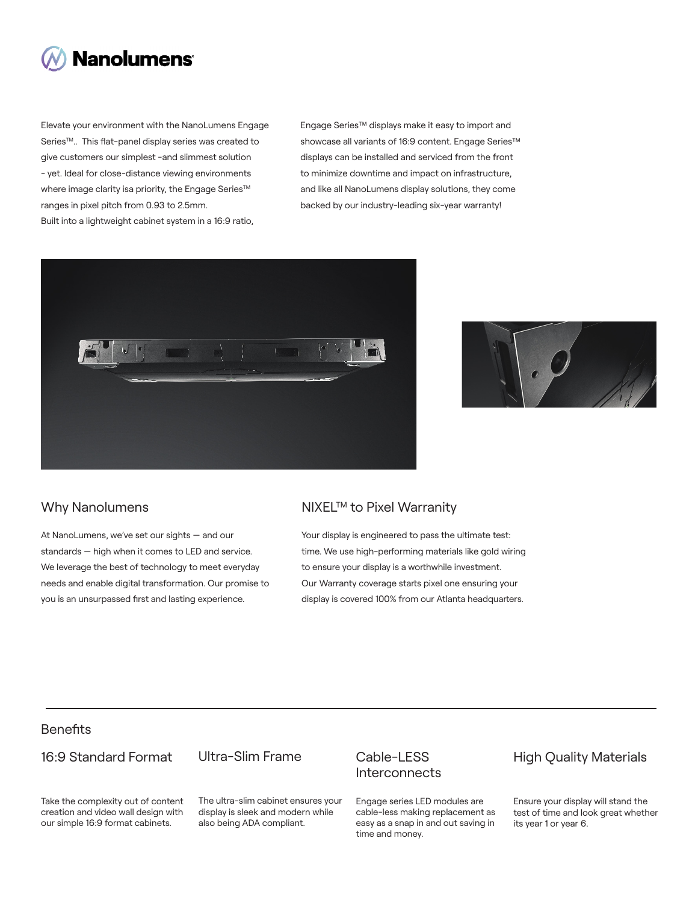Elevate your environment with the NanoLumens Engage Series™.. This flat-panel display series was created to give customers our simplest -and slimmest solution - yet. Ideal for close-distance viewing environments where image clarity isa priority, the Engage Series™ ranges in pixel pitch from 0.93 to 2.5mm. Built into a lightweight cabinet system in a 16:9 ratio, Engage Series™ displays make it easy to import and showcase all variants of 16:9 content. Engage Series™ displays can be installed and serviced from the front to minimize downtime and impact on infrastructure, and like all NanoLumens display solutions, they come backed by our industry-leading six-year warranty!

## Why Nanolumens

At NanoLumens, we've set our sights — and our standards — high when it comes to LED and service. We leverage the best of technology to meet everyday needs and enable digital transformation. Our promise to you is an unsurpassed first and lasting experience.

## NIXEL™ to Pixel Warranity

Your display is engineered to pass the ultimate test: time. We use high-performing materials like gold wiring to ensure your display is a worthwhile investment. Our Warranty coverage starts pixel one ensuring your display is covered 100% from our Atlanta headquarters.

---

## Benefits

### 16:9 Standard Format

Take the complexity out of content creation and video wall design with our simple 16:9 format cabinets.

### Ultra-Slim Frame

The ultra-slim cabinet ensures your display is sleek and modern while also being ADA compliant.

### Cable-LESS Interconnects

Engage series LED modules are cable-less making replacement as easy as a snap in and out saving in time and money.

### High Quality Materials

Ensure your display will stand the test of time and look great whether its year 1 or year 6.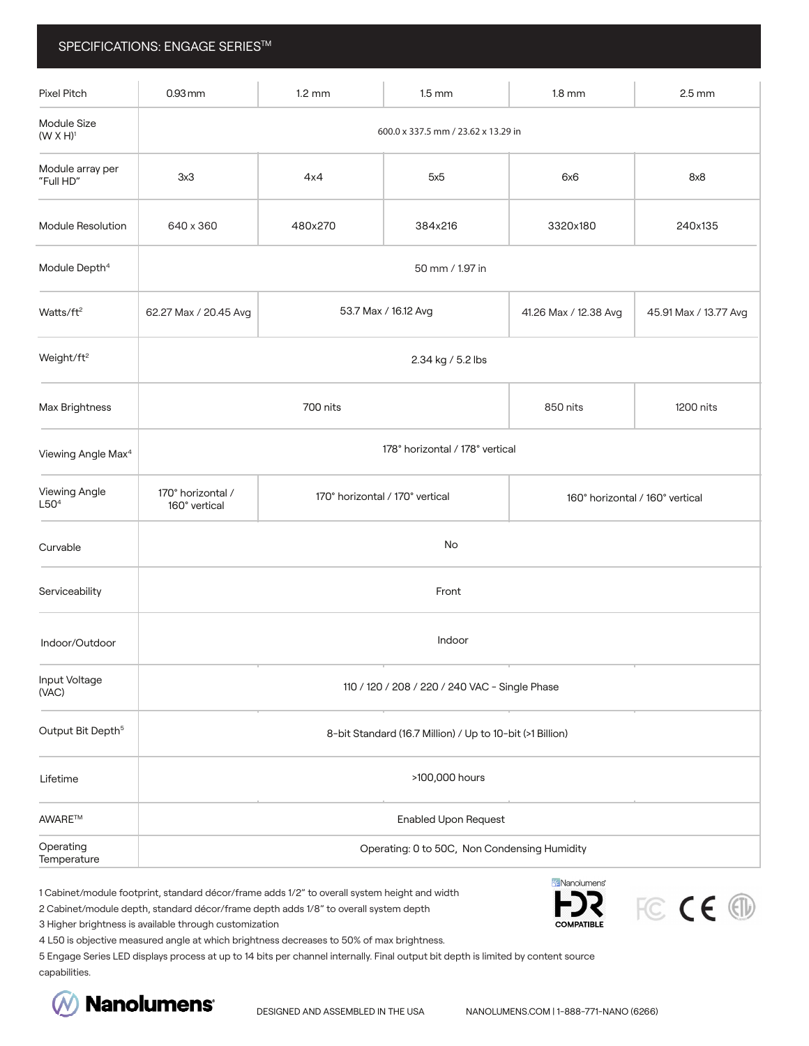## SPECIFICATIONS: ENGAGE SERIES™

| Pixel Pitch | 0.93 mm | 1.2 mm | 1.5 mm | 1.8 mm | 2.5 mm |
|---|---|---|---|---|---|
| Module Size (W X H)[1] | 600.0 x 337.5 mm / 23.62 x 13.29 in | | | | |
| Module array per "Full HD" | 3x3 | 4x4 | 5x5 | 6x6 | 8x8 |
| Module Resolution | 640 x 360 | 480x270 | 384x216 | 3320x180 | 240x135 |
| Module Depth[4] | 50 mm / 1.97 in | | | | |
| Watts/ft[2] | 62.27 Max / 20.45 Avg | 53.7 Max / 16.12 Avg | | 41.26 Max / 12.38 Avg | 45.91 Max / 13.77 Avg |
| Weight/ft[2] | 2.34 kg / 5.2 lbs | | | | |
| Max Brightness | 700 nits | | | 850 nits | 1200 nits |
| Viewing Angle Max[4] | 178° horizontal / 178° vertical | | | | |
| Viewing Angle L50[4] | 170° horizontal / 160° vertical | 170° horizontal / 170° vertical | | 160° horizontal / 160° vertical | |
| Curvable | No | | | | |
| Serviceability | Front | | | | |
| Indoor/Outdoor | Indoor | | | | |
| Input Voltage (VAC) | 110 / 120 / 208 / 220 / 240 VAC - Single Phase | | | | |
| Output Bit Depth[5] | 8-bit Standard (16.7 Million) / Up to 10-bit (>1 Billion) | | | | |
| Lifetime | >100,000 hours | | | | |
| AWARE™ | Enabled Upon Request | | | | |
| Operating Temperature | Operating: 0 to 50C, Non Condensing Humidity | | | | |

1 Cabinet/module footprint, standard décor/frame adds 1/2" to overall system height and width

2 Cabinet/module depth, standard décor/frame depth adds 1/8" to overall system depth

3 Higher brightness is available through customization

4 L50 is objective measured angle at which brightness decreases to 50% of max brightness.

5 Engage Series LED displays process at up to 14 bits per channel internally. Final output bit depth is limited by content source capabilities.

Nanolumens HDR COMPATIBLE

Nanolumens

DESIGNED AND ASSEMBLED IN THE USA

NANOLUMENS.COM | 1-888-771-NANO (6266)